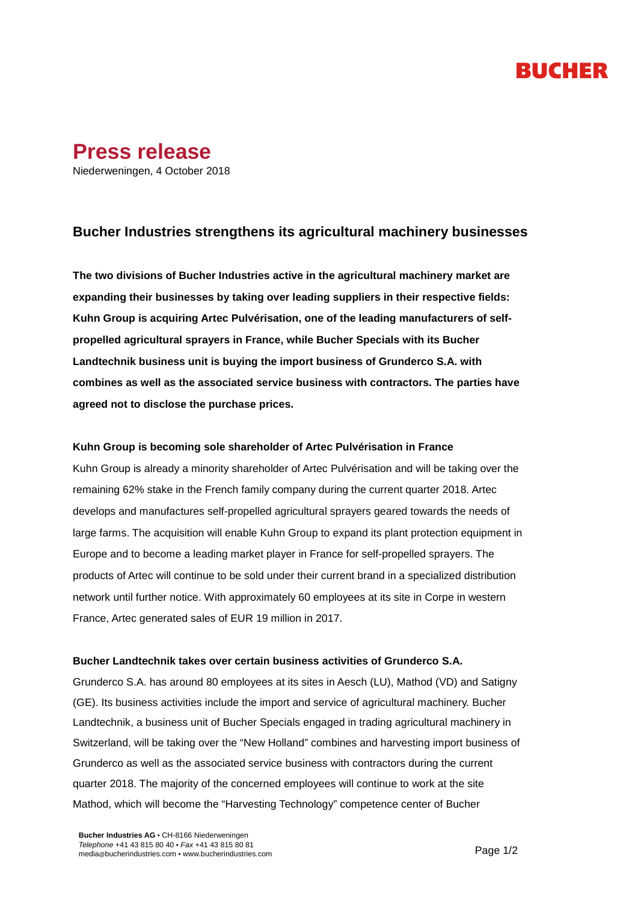# Press release

Niederweningen, 4 October 2018

## Bucher Industries strengthens its agricultural machinery businesses

**The two divisions of Bucher Industries active in the agricultural machinery market are expanding their businesses by taking over leading suppliers in their respective fields: Kuhn Group is acquiring Artec Pulvérisation, one of the leading manufacturers of self-propelled agricultural sprayers in France, while Bucher Specials with its Bucher Landtechnik business unit is buying the import business of Grunderco S.A. with combines as well as the associated service business with contractors. The parties have agreed not to disclose the purchase prices.**

### Kuhn Group is becoming sole shareholder of Artec Pulvérisation in France

Kuhn Group is already a minority shareholder of Artec Pulvérisation and will be taking over the remaining 62% stake in the French family company during the current quarter 2018. Artec develops and manufactures self-propelled agricultural sprayers geared towards the needs of large farms. The acquisition will enable Kuhn Group to expand its plant protection equipment in Europe and to become a leading market player in France for self-propelled sprayers. The products of Artec will continue to be sold under their current brand in a specialized distribution network until further notice. With approximately 60 employees at its site in Corpe in western France, Artec generated sales of EUR 19 million in 2017.

### Bucher Landtechnik takes over certain business activities of Grunderco S.A.

Grunderco S.A. has around 80 employees at its sites in Aesch (LU), Mathod (VD) and Satigny (GE). Its business activities include the import and service of agricultural machinery. Bucher Landtechnik, a business unit of Bucher Specials engaged in trading agricultural machinery in Switzerland, will be taking over the "New Holland" combines and harvesting import business of Grunderco as well as the associated service business with contractors during the current quarter 2018. The majority of the concerned employees will continue to work at the site Mathod, which will become the "Harvesting Technology" competence center of Bucher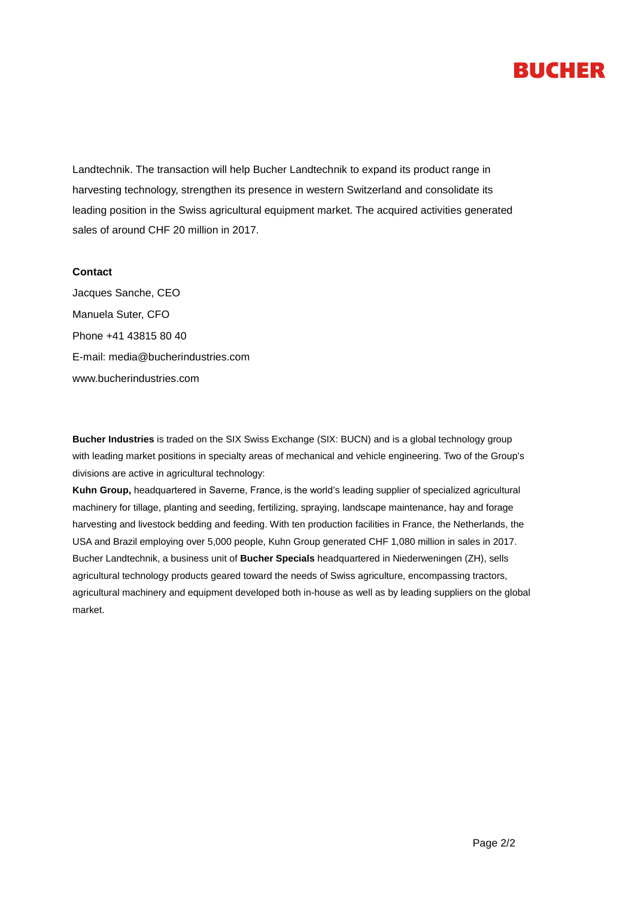Landtechnik. The transaction will help Bucher Landtechnik to expand its product range in harvesting technology, strengthen its presence in western Switzerland and consolidate its leading position in the Swiss agricultural equipment market. The acquired activities generated sales of around CHF 20 million in 2017.

**Contact**

Jacques Sanche, CEO

Manuela Suter, CFO

Phone +41 43815 80 40

E-mail: media@bucherindustries.com

www.bucherindustries.com

**Bucher Industries** is traded on the SIX Swiss Exchange (SIX: BUCN) and is a global technology group with leading market positions in specialty areas of mechanical and vehicle engineering. Two of the Group's divisions are active in agricultural technology:

**Kuhn Group,** headquartered in Saverne, France, is the world's leading supplier of specialized agricultural machinery for tillage, planting and seeding, fertilizing, spraying, landscape maintenance, hay and forage harvesting and livestock bedding and feeding. With ten production facilities in France, the Netherlands, the USA and Brazil employing over 5,000 people, Kuhn Group generated CHF 1,080 million in sales in 2017.

Bucher Landtechnik, a business unit of **Bucher Specials** headquartered in Niederweningen (ZH), sells agricultural technology products geared toward the needs of Swiss agriculture, encompassing tractors, agricultural machinery and equipment developed both in-house as well as by leading suppliers on the global market.